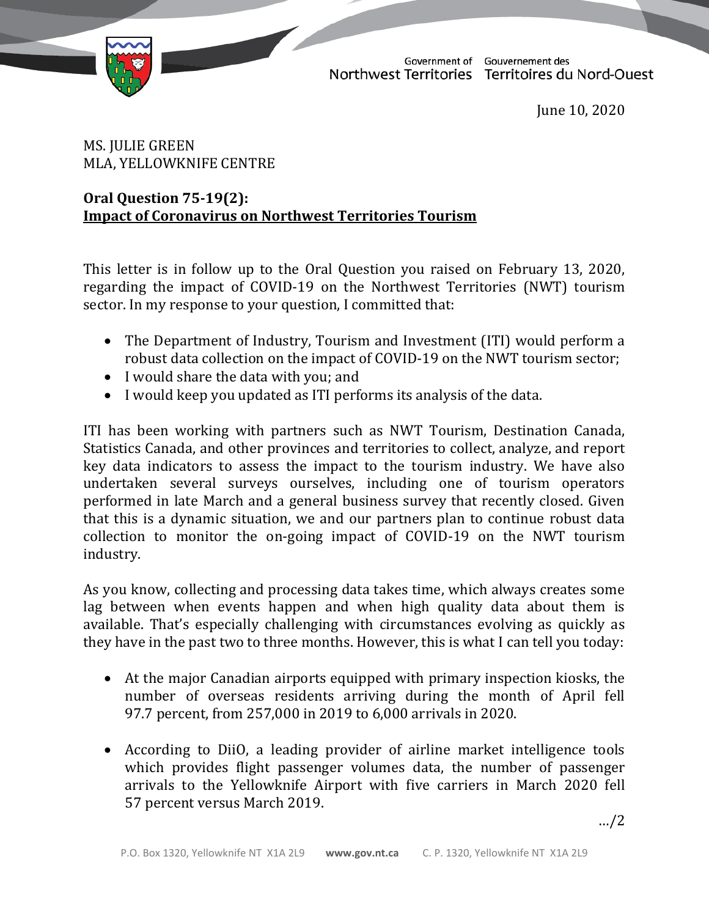Government of Northwest Territories | Gouvernement des Territoires du Nord-Ouest

June 10, 2020

MS. JULIE GREEN
MLA, YELLOWKNIFE CENTRE

**Oral Question 75-19(2):**
**<u>Impact of Coronavirus on Northwest Territories Tourism</u>**

This letter is in follow up to the Oral Question you raised on February 13, 2020, regarding the impact of COVID-19 on the Northwest Territories (NWT) tourism sector. In my response to your question, I committed that:

- The Department of Industry, Tourism and Investment (ITI) would perform a robust data collection on the impact of COVID-19 on the NWT tourism sector;
- I would share the data with you; and
- I would keep you updated as ITI performs its analysis of the data.

ITI has been working with partners such as NWT Tourism, Destination Canada, Statistics Canada, and other provinces and territories to collect, analyze, and report key data indicators to assess the impact to the tourism industry. We have also undertaken several surveys ourselves, including one of tourism operators performed in late March and a general business survey that recently closed. Given that this is a dynamic situation, we and our partners plan to continue robust data collection to monitor the on-going impact of COVID-19 on the NWT tourism industry.

As you know, collecting and processing data takes time, which always creates some lag between when events happen and when high quality data about them is available. That's especially challenging with circumstances evolving as quickly as they have in the past two to three months. However, this is what I can tell you today:

- At the major Canadian airports equipped with primary inspection kiosks, the number of overseas residents arriving during the month of April fell 97.7 percent, from 257,000 in 2019 to 6,000 arrivals in 2020.

- According to DiiO, a leading provider of airline market intelligence tools which provides flight passenger volumes data, the number of passenger arrivals to the Yellowknife Airport with five carriers in March 2020 fell 57 percent versus March 2019.

…/2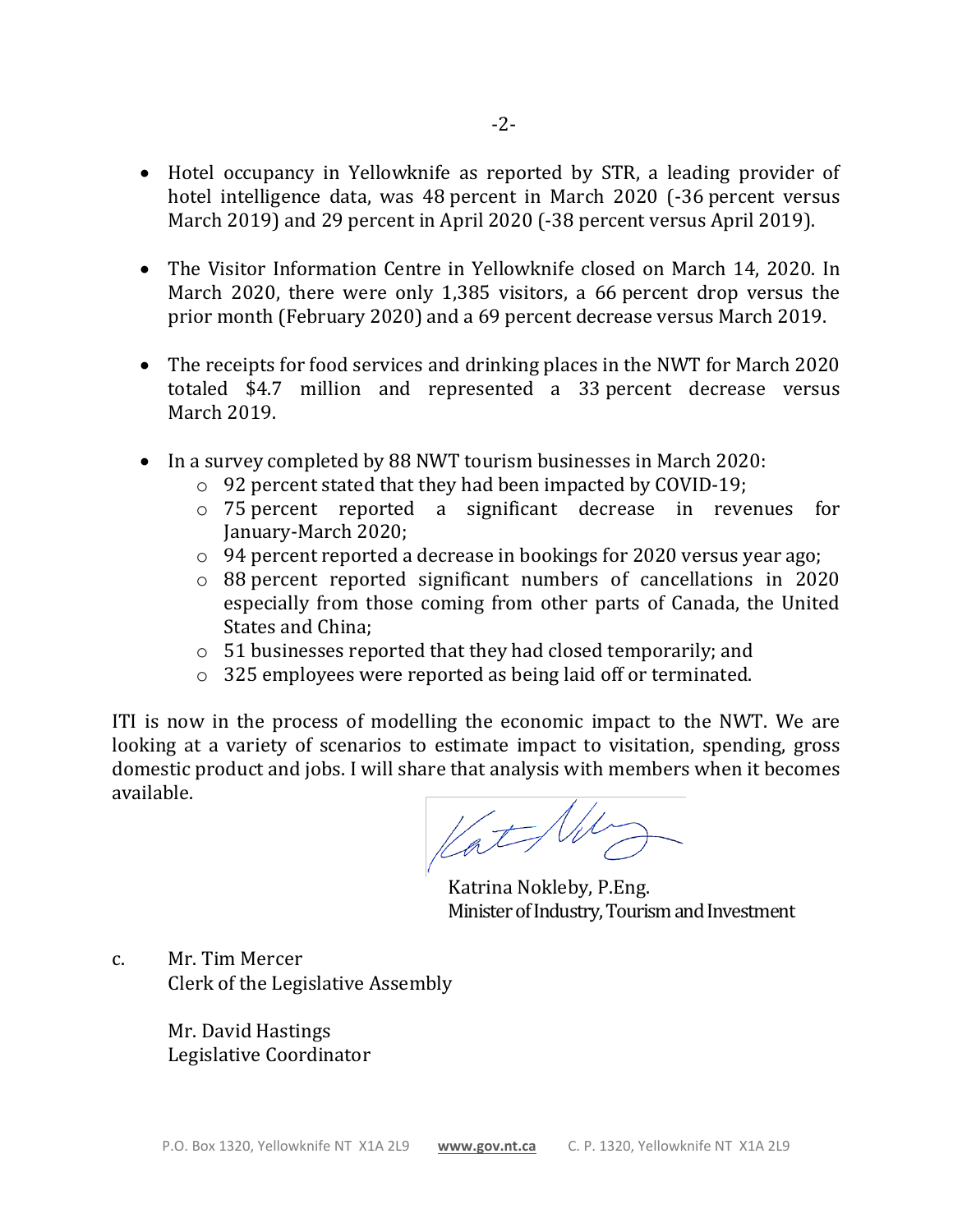- Hotel occupancy in Yellowknife as reported by STR, a leading provider of hotel intelligence data, was 48 percent in March 2020 (-36 percent versus March 2019) and 29 percent in April 2020 (-38 percent versus April 2019).

- The Visitor Information Centre in Yellowknife closed on March 14, 2020. In March 2020, there were only 1,385 visitors, a 66 percent drop versus the prior month (February 2020) and a 69 percent decrease versus March 2019.

- The receipts for food services and drinking places in the NWT for March 2020 totaled $4.7 million and represented a 33 percent decrease versus March 2019.

- In a survey completed by 88 NWT tourism businesses in March 2020:
  - 92 percent stated that they had been impacted by COVID-19;
  - 75 percent reported a significant decrease in revenues for January-March 2020;
  - 94 percent reported a decrease in bookings for 2020 versus year ago;
  - 88 percent reported significant numbers of cancellations in 2020 especially from those coming from other parts of Canada, the United States and China;
  - 51 businesses reported that they had closed temporarily; and
  - 325 employees were reported as being laid off or terminated.

ITI is now in the process of modelling the economic impact to the NWT. We are looking at a variety of scenarios to estimate impact to visitation, spending, gross domestic product and jobs. I will share that analysis with members when it becomes available.

Katrina Nokleby, P.Eng.
Minister of Industry, Tourism and Investment

c. Mr. Tim Mercer
Clerk of the Legislative Assembly

Mr. David Hastings
Legislative Coordinator